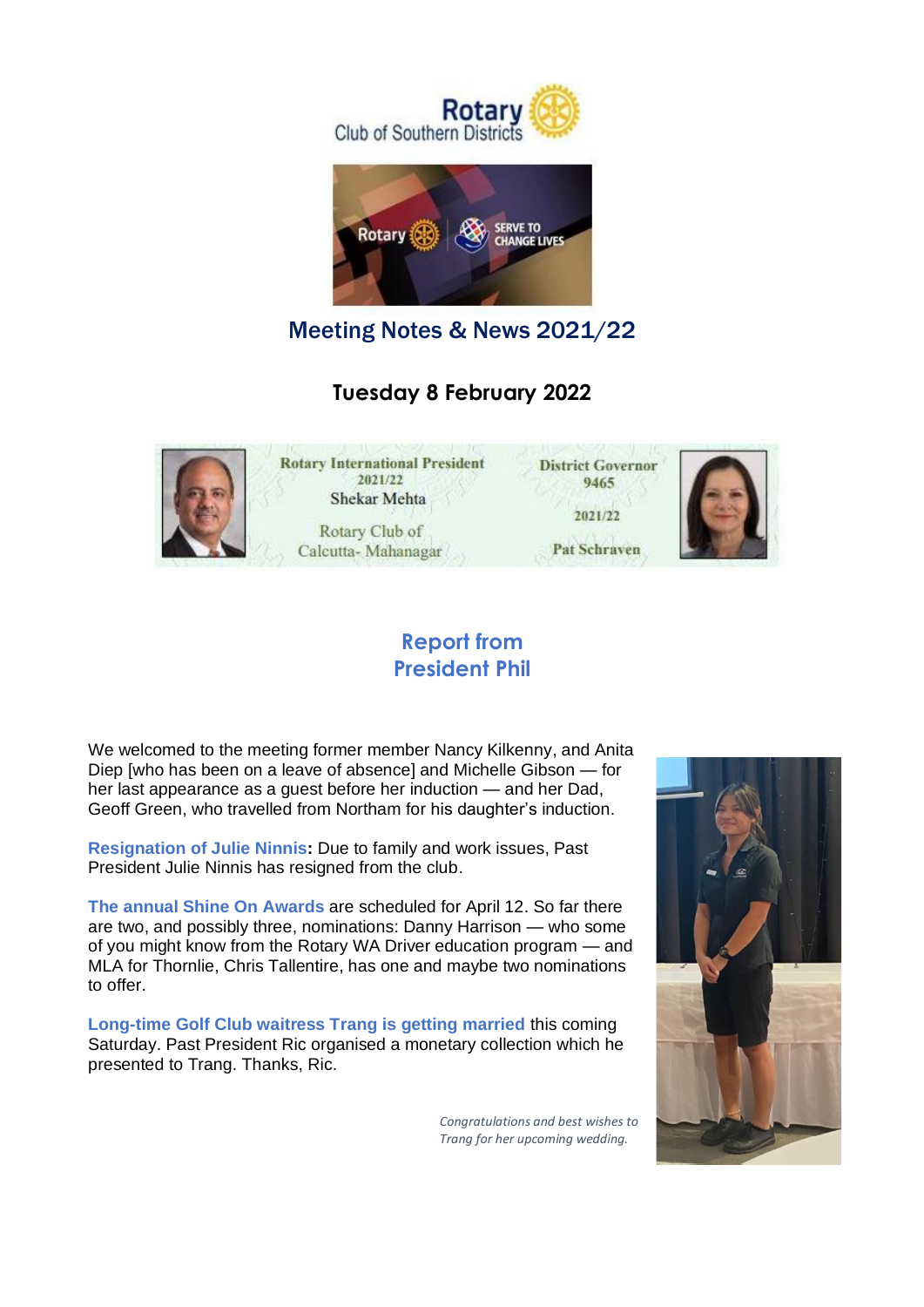Rotary Club of Southern Districts

# Meeting Notes & News 2021/22

## Tuesday 8 February 2022

Rotary International President 2021/22
Shekar Mehta
Rotary Club of Calcutta- Mahanagar

District Governor 9465
2021/22
Pat Schraven

## Report from President Phil

We welcomed to the meeting former member Nancy Kilkenny, and Anita Diep [who has been on a leave of absence] and Michelle Gibson — for her last appearance as a guest before her induction — and her Dad, Geoff Green, who travelled from Northam for his daughter's induction.

**Resignation of Julie Ninnis:** Due to family and work issues, Past President Julie Ninnis has resigned from the club.

**The annual Shine On Awards** are scheduled for April 12. So far there are two, and possibly three, nominations: Danny Harrison — who some of you might know from the Rotary WA Driver education program — and MLA for Thornlie, Chris Tallentire, has one and maybe two nominations to offer.

**Long-time Golf Club waitress Trang is getting married** this coming Saturday. Past President Ric organised a monetary collection which he presented to Trang. Thanks, Ric.

*Congratulations and best wishes to Trang for her upcoming wedding.*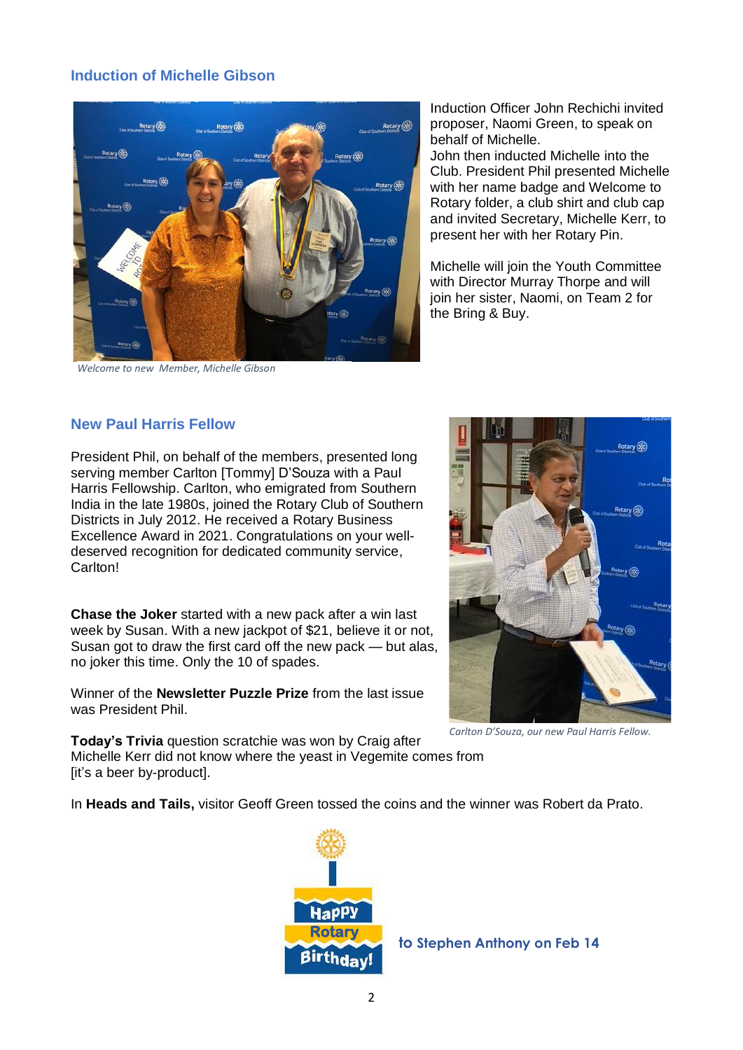## Induction of Michelle Gibson

*Welcome to new Member, Michelle Gibson*

Induction Officer John Rechichi invited proposer, Naomi Green, to speak on behalf of Michelle.
John then inducted Michelle into the Club. President Phil presented Michelle with her name badge and Welcome to Rotary folder, a club shirt and club cap and invited Secretary, Michelle Kerr, to present her with her Rotary Pin.

Michelle will join the Youth Committee with Director Murray Thorpe and will join her sister, Naomi, on Team 2 for the Bring & Buy.

## New Paul Harris Fellow

President Phil, on behalf of the members, presented long serving member Carlton [Tommy] D'Souza with a Paul Harris Fellowship. Carlton, who emigrated from Southern India in the late 1980s, joined the Rotary Club of Southern Districts in July 2012. He received a Rotary Business Excellence Award in 2021. Congratulations on your well-deserved recognition for dedicated community service, Carlton!

*Carlton D'Souza, our new Paul Harris Fellow.*

**Chase the Joker** started with a new pack after a win last week by Susan. With a new jackpot of $21, believe it or not, Susan got to draw the first card off the new pack — but alas, no joker this time. Only the 10 of spades.

Winner of the **Newsletter Puzzle Prize** from the last issue was President Phil.

**Today's Trivia** question scratchie was won by Craig after Michelle Kerr did not know where the yeast in Vegemite comes from [it's a beer by-product].

In **Heads and Tails,** visitor Geoff Green tossed the coins and the winner was Robert da Prato.

Happy Rotary Birthday! **to Stephen Anthony on Feb 14**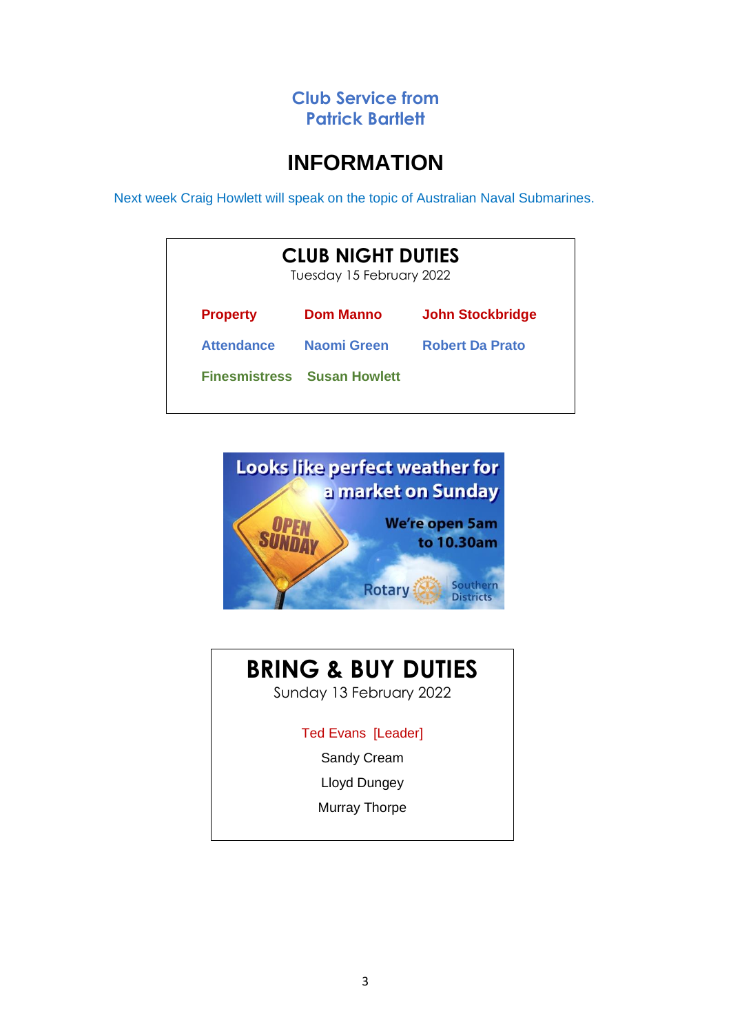**Club Service from Patrick Bartlett**

# INFORMATION

Next week Craig Howlett will speak on the topic of Australian Naval Submarines.

## CLUB NIGHT DUTIES

Tuesday 15 February 2022

| | | |
|---|---|---|
| **Property** | **Dom Manno** | **John Stockbridge** |
| **Attendance** | **Naomi Green** | **Robert Da Prato** |
| **Finesmistress** | **Susan Howlett** | |

Looks like perfect weather for a market on Sunday

We're open 5am to 10.30am

Rotary Southern Districts

## BRING & BUY DUTIES

Sunday 13 February 2022

Ted Evans [Leader]

Sandy Cream

Lloyd Dungey

Murray Thorpe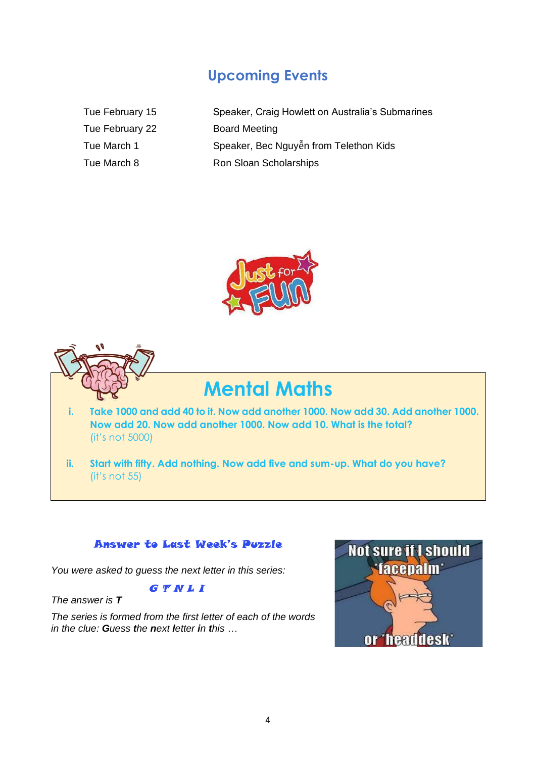## Upcoming Events

| | |
|---|---|
| Tue February 15 | Speaker, Craig Howlett on Australia's Submarines |
| Tue February 22 | Board Meeting |
| Tue March 1 | Speaker, Bec Nguyễn from Telethon Kids |
| Tue March 8 | Ron Sloan Scholarships |

## Mental Maths

i. **Take 1000 and add 40 to it. Now add another 1000. Now add 30. Add another 1000. Now add 20. Now add another 1000. Now add 10. What is the total?**
(it's not 5000)

ii. **Start with fifty. Add nothing. Now add five and sum-up. What do you have?**
(it's not 55)

### Answer to Last Week's Puzzle

*You were asked to guess the next letter in this series:*

***G T N L I***

*The answer is **T***

*The series is formed from the first letter of each of the words in the clue: **G**uess **t**he **n**ext **l**etter **i**n **t**his …*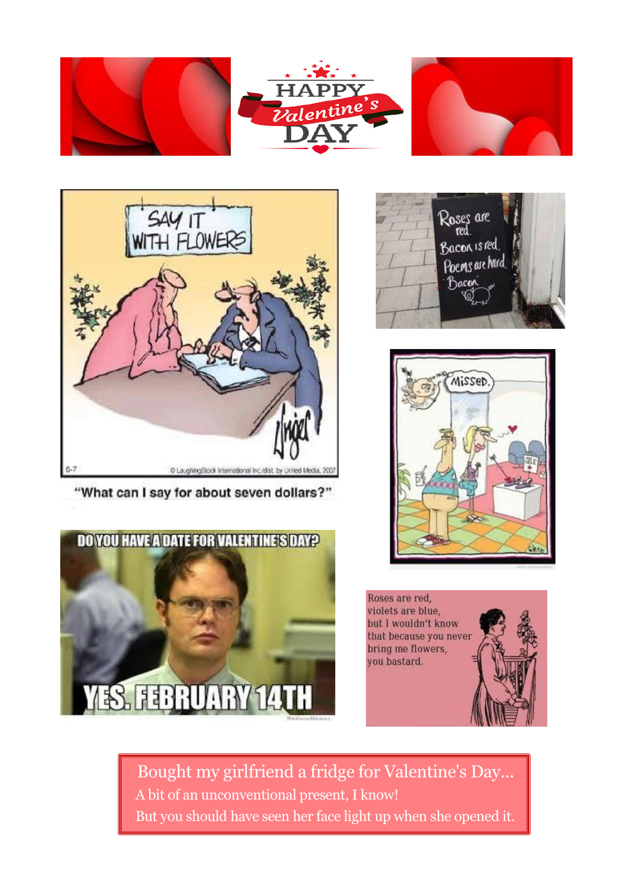# HAPPY Valentine's DAY

SAY IT WITH FLOWERS

"What can I say for about seven dollars?"

Roses are red.
Bacon is red.
Poems are hard.
Bacon.

MISSED.

DO YOU HAVE A DATE FOR VALENTINE'S DAY?

YES. FEBRUARY 14TH

Roses are red,
violets are blue,
but I wouldn't know
that because you never
bring me flowers,
you bastard.

Bought my girlfriend a fridge for Valentine's Day...
A bit of an unconventional present, I know!
But you should have seen her face light up when she opened it.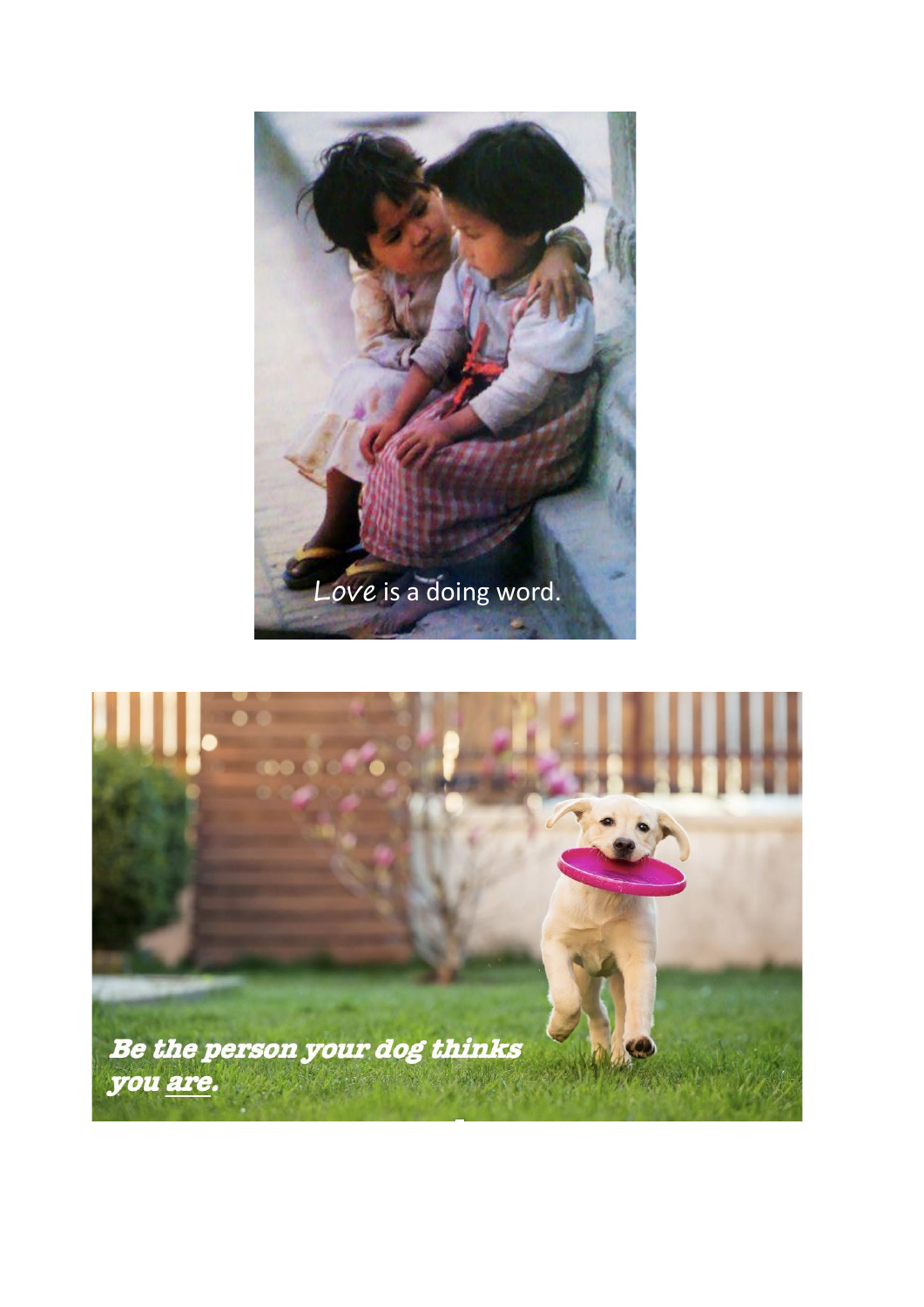*Love* is a doing word.

***Be the person your dog thinks you are.***